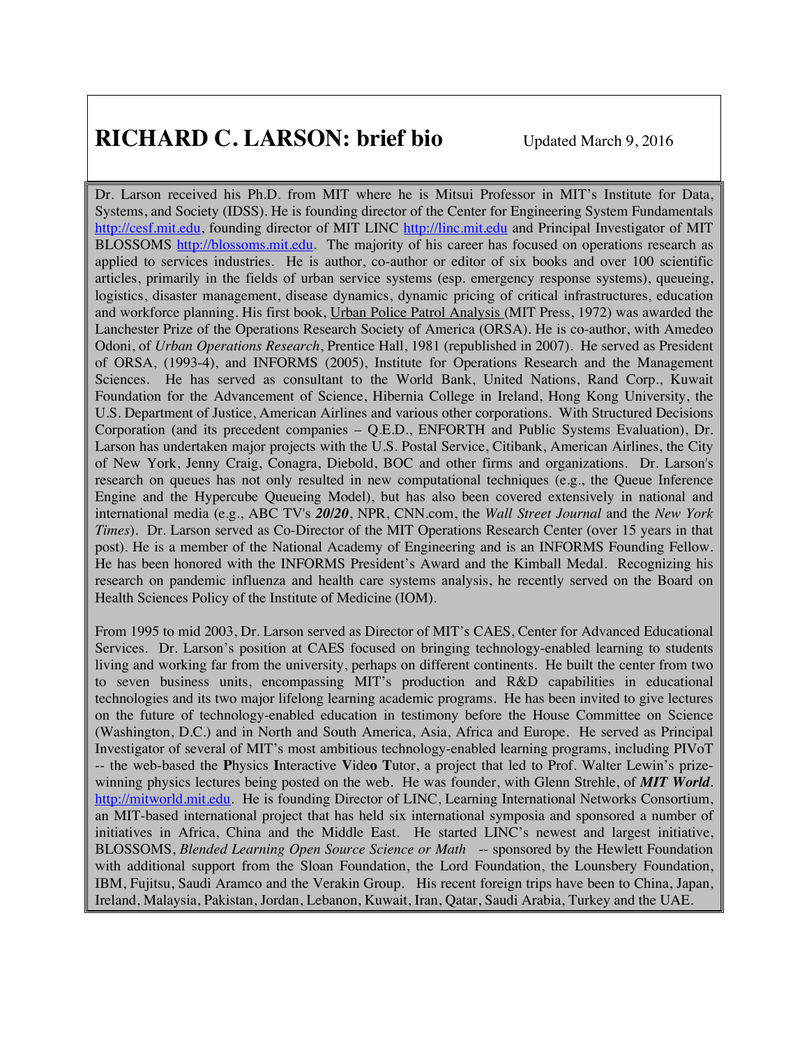# RICHARD C. LARSON: brief bio

Updated March 9, 2016

Dr. Larson received his Ph.D. from MIT where he is Mitsui Professor in MIT's Institute for Data, Systems, and Society (IDSS). He is founding director of the Center for Engineering System Fundamentals http://cesf.mit.edu, founding director of MIT LINC http://linc.mit.edu and Principal Investigator of MIT BLOSSOMS http://blossoms.mit.edu. The majority of his career has focused on operations research as applied to services industries. He is author, co-author or editor of six books and over 100 scientific articles, primarily in the fields of urban service systems (esp. emergency response systems), queueing, logistics, disaster management, disease dynamics, dynamic pricing of critical infrastructures, education and workforce planning. His first book, Urban Police Patrol Analysis (MIT Press, 1972) was awarded the Lanchester Prize of the Operations Research Society of America (ORSA). He is co-author, with Amedeo Odoni, of *Urban Operations Research*, Prentice Hall, 1981 (republished in 2007). He served as President of ORSA, (1993-4), and INFORMS (2005), Institute for Operations Research and the Management Sciences. He has served as consultant to the World Bank, United Nations, Rand Corp., Kuwait Foundation for the Advancement of Science, Hibernia College in Ireland, Hong Kong University, the U.S. Department of Justice, American Airlines and various other corporations. With Structured Decisions Corporation (and its precedent companies – Q.E.D., ENFORTH and Public Systems Evaluation), Dr. Larson has undertaken major projects with the U.S. Postal Service, Citibank, American Airlines, the City of New York, Jenny Craig, Conagra, Diebold, BOC and other firms and organizations. Dr. Larson's research on queues has not only resulted in new computational techniques (e.g., the Queue Inference Engine and the Hypercube Queueing Model), but has also been covered extensively in national and international media (e.g., ABC TV's ***20/20***, NPR, CNN.com, the *Wall Street Journal* and the *New York Times*). Dr. Larson served as Co-Director of the MIT Operations Research Center (over 15 years in that post). He is a member of the National Academy of Engineering and is an INFORMS Founding Fellow. He has been honored with the INFORMS President's Award and the Kimball Medal. Recognizing his research on pandemic influenza and health care systems analysis, he recently served on the Board on Health Sciences Policy of the Institute of Medicine (IOM).

From 1995 to mid 2003, Dr. Larson served as Director of MIT's CAES, Center for Advanced Educational Services. Dr. Larson's position at CAES focused on bringing technology-enabled learning to students living and working far from the university, perhaps on different continents. He built the center from two to seven business units, encompassing MIT's production and R&D capabilities in educational technologies and its two major lifelong learning academic programs. He has been invited to give lectures on the future of technology-enabled education in testimony before the House Committee on Science (Washington, D.C.) and in North and South America, Asia, Africa and Europe. He served as Principal Investigator of several of MIT's most ambitious technology-enabled learning programs, including PIVoT -- the web-based the **P**hysics **I**nteractive **V**ide**o** **T**utor, a project that led to Prof. Walter Lewin's prize-winning physics lectures being posted on the web. He was founder, with Glenn Strehle, of ***MIT World***. http://mitworld.mit.edu. He is founding Director of LINC, Learning International Networks Consortium, an MIT-based international project that has held six international symposia and sponsored a number of initiatives in Africa, China and the Middle East. He started LINC's newest and largest initiative, BLOSSOMS, *Blended Learning Open Source Science or Math* -- sponsored by the Hewlett Foundation with additional support from the Sloan Foundation, the Lord Foundation, the Lounsbery Foundation, IBM, Fujitsu, Saudi Aramco and the Verakin Group. His recent foreign trips have been to China, Japan, Ireland, Malaysia, Pakistan, Jordan, Lebanon, Kuwait, Iran, Qatar, Saudi Arabia, Turkey and the UAE.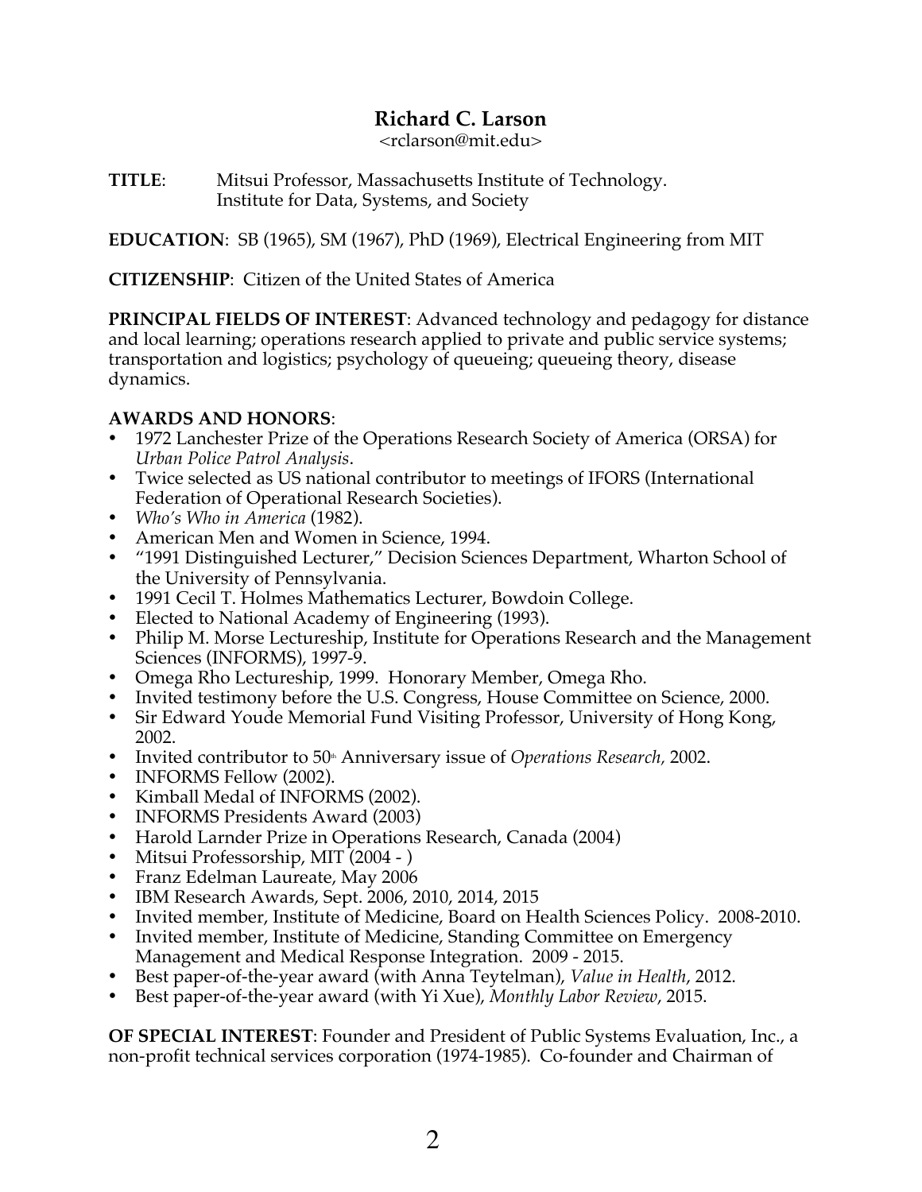# Richard C. Larson

<rclarson@mit.edu>

**TITLE**: Mitsui Professor, Massachusetts Institute of Technology.
Institute for Data, Systems, and Society

**EDUCATION**: SB (1965), SM (1967), PhD (1969), Electrical Engineering from MIT

**CITIZENSHIP**: Citizen of the United States of America

**PRINCIPAL FIELDS OF INTEREST**: Advanced technology and pedagogy for distance and local learning; operations research applied to private and public service systems; transportation and logistics; psychology of queueing; queueing theory, disease dynamics.

**AWARDS AND HONORS**:

- 1972 Lanchester Prize of the Operations Research Society of America (ORSA) for *Urban Police Patrol Analysis*.
- Twice selected as US national contributor to meetings of IFORS (International Federation of Operational Research Societies).
- *Who's Who in America* (1982).
- American Men and Women in Science, 1994.
- "1991 Distinguished Lecturer," Decision Sciences Department, Wharton School of the University of Pennsylvania.
- 1991 Cecil T. Holmes Mathematics Lecturer, Bowdoin College.
- Elected to National Academy of Engineering (1993).
- Philip M. Morse Lectureship, Institute for Operations Research and the Management Sciences (INFORMS), 1997-9.
- Omega Rho Lectureship, 1999. Honorary Member, Omega Rho.
- Invited testimony before the U.S. Congress, House Committee on Science, 2000.
- Sir Edward Youde Memorial Fund Visiting Professor, University of Hong Kong, 2002.
- Invited contributor to 50th Anniversary issue of *Operations Research,* 2002.
- INFORMS Fellow (2002).
- Kimball Medal of INFORMS (2002).
- INFORMS Presidents Award (2003)
- Harold Larnder Prize in Operations Research, Canada (2004)
- Mitsui Professorship, MIT (2004 - )
- Franz Edelman Laureate, May 2006
- IBM Research Awards, Sept. 2006, 2010, 2014, 2015
- Invited member, Institute of Medicine, Board on Health Sciences Policy. 2008-2010.
- Invited member, Institute of Medicine, Standing Committee on Emergency Management and Medical Response Integration. 2009 - 2015.
- Best paper-of-the-year award (with Anna Teytelman), *Value in Health*, 2012.
- Best paper-of-the-year award (with Yi Xue), *Monthly Labor Review*, 2015.

**OF SPECIAL INTEREST**: Founder and President of Public Systems Evaluation, Inc., a non-profit technical services corporation (1974-1985). Co-founder and Chairman of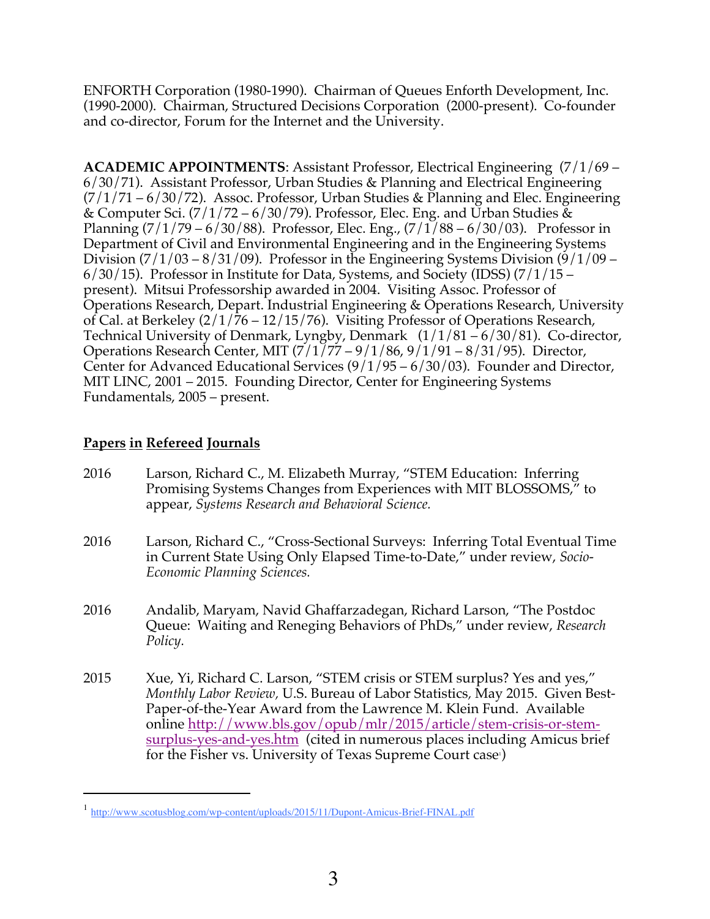ENFORTH Corporation (1980-1990). Chairman of Queues Enforth Development, Inc. (1990-2000). Chairman, Structured Decisions Corporation (2000-present). Co-founder and co-director, Forum for the Internet and the University.

**ACADEMIC APPOINTMENTS**: Assistant Professor, Electrical Engineering (7/1/69 – 6/30/71). Assistant Professor, Urban Studies & Planning and Electrical Engineering (7/1/71 – 6/30/72). Assoc. Professor, Urban Studies & Planning and Elec. Engineering & Computer Sci. (7/1/72 – 6/30/79). Professor, Elec. Eng. and Urban Studies & Planning (7/1/79 – 6/30/88). Professor, Elec. Eng., (7/1/88 – 6/30/03). Professor in Department of Civil and Environmental Engineering and in the Engineering Systems Division (7/1/03 – 8/31/09). Professor in the Engineering Systems Division (9/1/09 – 6/30/15). Professor in Institute for Data, Systems, and Society (IDSS) (7/1/15 – present). Mitsui Professorship awarded in 2004. Visiting Assoc. Professor of Operations Research, Depart. Industrial Engineering & Operations Research, University of Cal. at Berkeley (2/1/76 – 12/15/76). Visiting Professor of Operations Research, Technical University of Denmark, Lyngby, Denmark (1/1/81 – 6/30/81). Co-director, Operations Research Center, MIT (7/1/77 – 9/1/86, 9/1/91 – 8/31/95). Director, Center for Advanced Educational Services (9/1/95 – 6/30/03). Founder and Director, MIT LINC, 2001 – 2015. Founding Director, Center for Engineering Systems Fundamentals, 2005 – present.

## Papers in Refereed Journals

2016 Larson, Richard C., M. Elizabeth Murray, "STEM Education: Inferring Promising Systems Changes from Experiences with MIT BLOSSOMS," to appear, *Systems Research and Behavioral Science.*

2016 Larson, Richard C., "Cross-Sectional Surveys: Inferring Total Eventual Time in Current State Using Only Elapsed Time-to-Date," under review, *Socio-Economic Planning Sciences.*

2016 Andalib, Maryam, Navid Ghaffarzadegan, Richard Larson, "The Postdoc Queue: Waiting and Reneging Behaviors of PhDs," under review, *Research Policy.*

2015 Xue, Yi, Richard C. Larson, "STEM crisis or STEM surplus? Yes and yes," *Monthly Labor Review,* U.S. Bureau of Labor Statistics, May 2015. Given Best-Paper-of-the-Year Award from the Lawrence M. Klein Fund. Available online http://www.bls.gov/opub/mlr/2015/article/stem-crisis-or-stem-surplus-yes-and-yes.htm (cited in numerous places including Amicus brief for the Fisher vs. University of Texas Supreme Court case[1])

---

[1] http://www.scotusblog.com/wp-content/uploads/2015/11/Dupont-Amicus-Brief-FINAL.pdf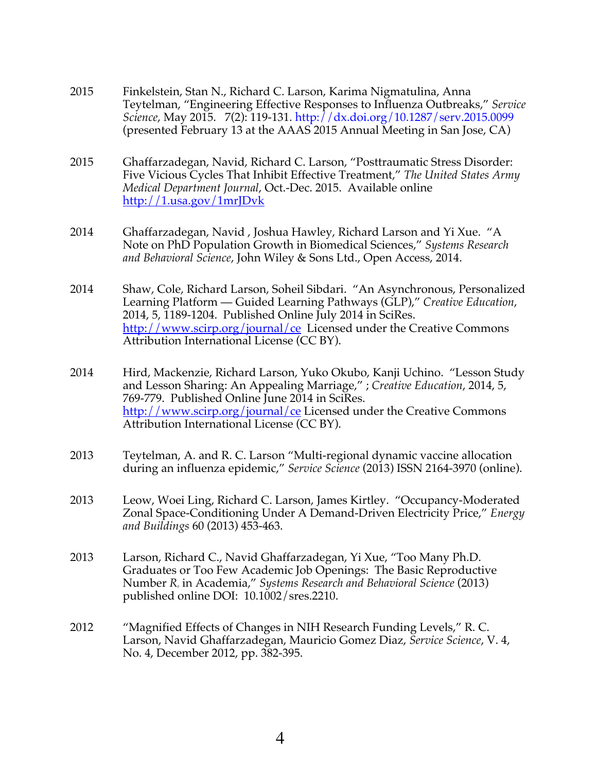2015 Finkelstein, Stan N., Richard C. Larson, Karima Nigmatulina, Anna Teytelman, "Engineering Effective Responses to Influenza Outbreaks," *Service Science*, May 2015. 7(2): 119-131. http://dx.doi.org/10.1287/serv.2015.0099 (presented February 13 at the AAAS 2015 Annual Meeting in San Jose, CA)

2015 Ghaffarzadegan, Navid, Richard C. Larson, "Posttraumatic Stress Disorder: Five Vicious Cycles That Inhibit Effective Treatment," *The United States Army Medical Department Journal*, Oct.-Dec. 2015. Available online http://1.usa.gov/1mrJDvk

2014 Ghaffarzadegan, Navid , Joshua Hawley, Richard Larson and Yi Xue. "A Note on PhD Population Growth in Biomedical Sciences," *Systems Research and Behavioral Science*, John Wiley & Sons Ltd., Open Access, 2014.

2014 Shaw, Cole, Richard Larson, Soheil Sibdari. "An Asynchronous, Personalized Learning Platform — Guided Learning Pathways (GLP)," *Creative Education*, 2014, 5, 1189-1204. Published Online July 2014 in SciRes. http://www.scirp.org/journal/ce Licensed under the Creative Commons Attribution International License (CC BY).

2014 Hird, Mackenzie, Richard Larson, Yuko Okubo, Kanji Uchino. "Lesson Study and Lesson Sharing: An Appealing Marriage," ; *Creative Education*, 2014, 5, 769-779. Published Online June 2014 in SciRes. http://www.scirp.org/journal/ce Licensed under the Creative Commons Attribution International License (CC BY).

2013 Teytelman, A. and R. C. Larson "Multi-regional dynamic vaccine allocation during an influenza epidemic," *Service Science* (2013) ISSN 2164-3970 (online).

2013 Leow, Woei Ling, Richard C. Larson, James Kirtley. "Occupancy-Moderated Zonal Space-Conditioning Under A Demand-Driven Electricity Price," *Energy and Buildings* 60 (2013) 453-463.

2013 Larson, Richard C., Navid Ghaffarzadegan, Yi Xue, "Too Many Ph.D. Graduates or Too Few Academic Job Openings: The Basic Reproductive Number $R_0$ in Academia," *Systems Research and Behavioral Science* (2013) published online DOI: 10.1002/sres.2210.

2012 "Magnified Effects of Changes in NIH Research Funding Levels," R. C. Larson, Navid Ghaffarzadegan, Mauricio Gomez Diaz, *Service Science*, V. 4, No. 4, December 2012, pp. 382-395.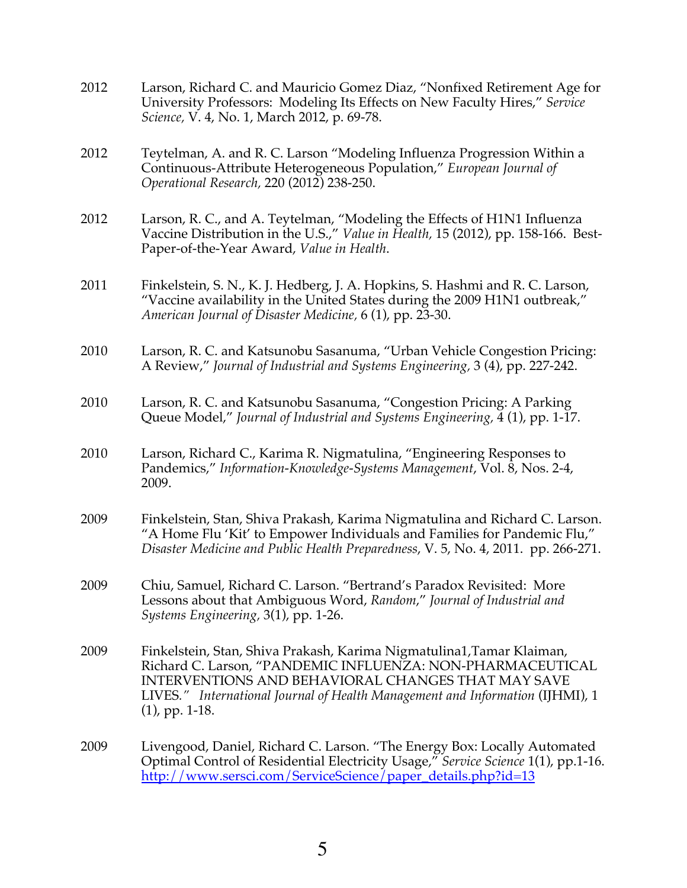2012 Larson, Richard C. and Mauricio Gomez Diaz, “Nonfixed Retirement Age for University Professors: Modeling Its Effects on New Faculty Hires,” *Service Science,* V. 4, No. 1, March 2012, p. 69-78.

2012 Teytelman, A. and R. C. Larson “Modeling Influenza Progression Within a Continuous-Attribute Heterogeneous Population,” *European Journal of Operational Research,* 220 (2012) 238-250.

2012 Larson, R. C., and A. Teytelman, “Modeling the Effects of H1N1 Influenza Vaccine Distribution in the U.S.,” *Value in Health,* 15 (2012), pp. 158-166. Best-Paper-of-the-Year Award, *Value in Health*.

2011 Finkelstein, S. N., K. J. Hedberg, J. A. Hopkins, S. Hashmi and R. C. Larson, “Vaccine availability in the United States during the 2009 H1N1 outbreak,” *American Journal of Disaster Medicine,* 6 (1), pp. 23-30.

2010 Larson, R. C. and Katsunobu Sasanuma, “Urban Vehicle Congestion Pricing: A Review,” *Journal of Industrial and Systems Engineering,* 3 (4), pp. 227-242.

2010 Larson, R. C. and Katsunobu Sasanuma, “Congestion Pricing: A Parking Queue Model,” *Journal of Industrial and Systems Engineering,* 4 (1), pp. 1-17.

2010 Larson, Richard C., Karima R. Nigmatulina, “Engineering Responses to Pandemics,” *Information-Knowledge-Systems Management*, Vol. 8, Nos. 2-4, 2009.

2009 Finkelstein, Stan, Shiva Prakash, Karima Nigmatulina and Richard C. Larson. “A Home Flu ‘Kit’ to Empower Individuals and Families for Pandemic Flu,” *Disaster Medicine and Public Health Preparedness*, V. 5, No. 4, 2011. pp. 266-271.

2009 Chiu, Samuel, Richard C. Larson. “Bertrand’s Paradox Revisited: More Lessons about that Ambiguous Word, *Random*,” *Journal of Industrial and Systems Engineering,* 3(1), pp. 1-26.

2009 Finkelstein, Stan, Shiva Prakash, Karima Nigmatulina1,Tamar Klaiman, Richard C. Larson, “PANDEMIC INFLUENZA: NON-PHARMACEUTICAL INTERVENTIONS AND BEHAVIORAL CHANGES THAT MAY SAVE LIVES.” *International Journal of Health Management and Information* (IJHMI), 1 (1), pp. 1-18.

2009 Livengood, Daniel, Richard C. Larson. “The Energy Box: Locally Automated Optimal Control of Residential Electricity Usage,” *Service Science* 1(1), pp.1-16. [http://www.sersci.com/ServiceScience/paper_details.php?id=13](http://www.sersci.com/ServiceScience/paper_details.php?id=13)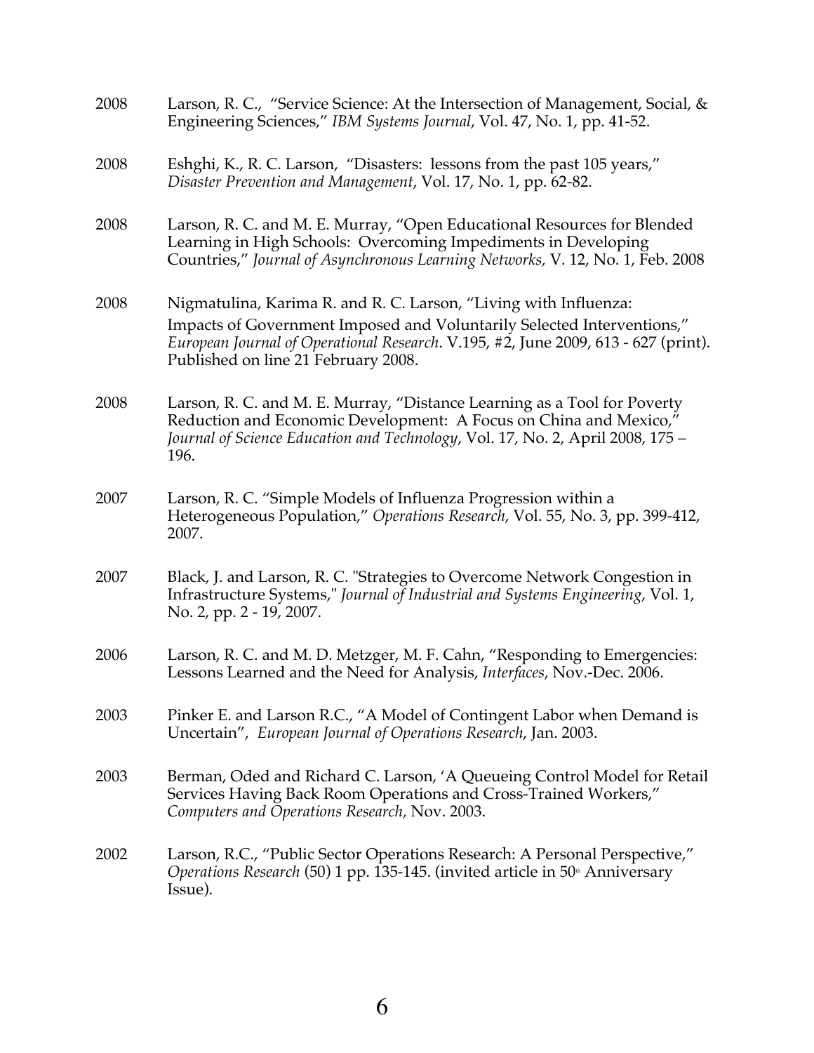2008 Larson, R. C., "Service Science: At the Intersection of Management, Social, & Engineering Sciences," *IBM Systems Journal*, Vol. 47, No. 1, pp. 41-52.

2008 Eshghi, K., R. C. Larson, "Disasters: lessons from the past 105 years," *Disaster Prevention and Management*, Vol. 17, No. 1, pp. 62-82.

2008 Larson, R. C. and M. E. Murray, "Open Educational Resources for Blended Learning in High Schools: Overcoming Impediments in Developing Countries," *Journal of Asynchronous Learning Networks,* V. 12, No. 1, Feb. 2008

2008 Nigmatulina, Karima R. and R. C. Larson, "Living with Influenza: Impacts of Government Imposed and Voluntarily Selected Interventions," *European Journal of Operational Research*. V.195, #2, June 2009, 613 - 627 (print). Published on line 21 February 2008.

2008 Larson, R. C. and M. E. Murray, "Distance Learning as a Tool for Poverty Reduction and Economic Development: A Focus on China and Mexico," *Journal of Science Education and Technology*, Vol. 17, No. 2, April 2008, 175 – 196.

2007 Larson, R. C. "Simple Models of Influenza Progression within a Heterogeneous Population," *Operations Research*, Vol. 55, No. 3, pp. 399-412, 2007.

2007 Black, J. and Larson, R. C. "Strategies to Overcome Network Congestion in Infrastructure Systems," *Journal of Industrial and Systems Engineering*, Vol. 1, No. 2, pp. 2 - 19, 2007.

2006 Larson, R. C. and M. D. Metzger, M. F. Cahn, "Responding to Emergencies: Lessons Learned and the Need for Analysis, *Interfaces*, Nov.-Dec. 2006.

2003 Pinker E. and Larson R.C., "A Model of Contingent Labor when Demand is Uncertain", *European Journal of Operations Research*, Jan. 2003.

2003 Berman, Oded and Richard C. Larson, 'A Queueing Control Model for Retail Services Having Back Room Operations and Cross-Trained Workers," *Computers and Operations Research,* Nov. 2003.

2002 Larson, R.C., "Public Sector Operations Research: A Personal Perspective," *Operations Research* (50) 1 pp. 135-145. (invited article in 50th Anniversary Issue).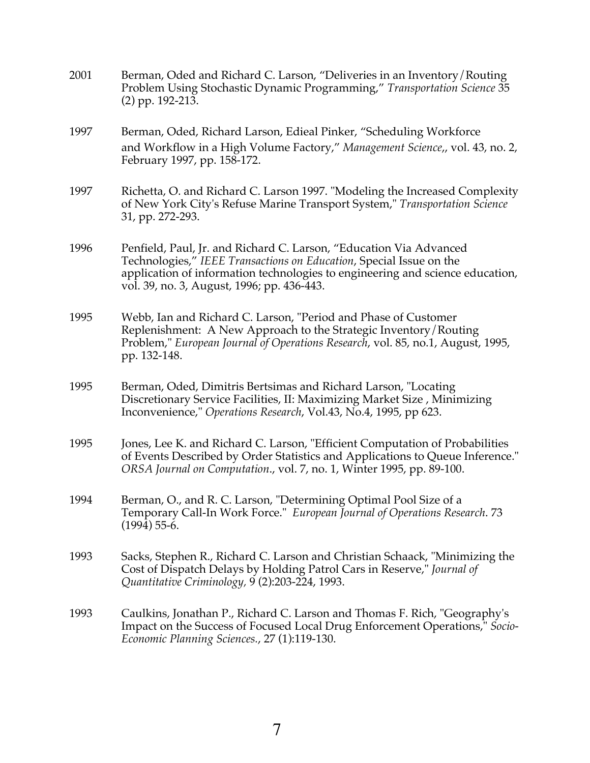2001 Berman, Oded and Richard C. Larson, "Deliveries in an Inventory/Routing Problem Using Stochastic Dynamic Programming," *Transportation Science* 35 (2) pp. 192-213.

1997 Berman, Oded, Richard Larson, Edieal Pinker, "Scheduling Workforce and Workflow in a High Volume Factory," *Management Science*,, vol. 43, no. 2, February 1997, pp. 158-172.

1997 Richetta, O. and Richard C. Larson 1997. "Modeling the Increased Complexity of New York City's Refuse Marine Transport System," *Transportation Science* 31, pp. 272-293.

1996 Penfield, Paul, Jr. and Richard C. Larson, "Education Via Advanced Technologies," *IEEE Transactions on Education*, Special Issue on the application of information technologies to engineering and science education, vol. 39, no. 3, August, 1996; pp. 436-443.

1995 Webb, Ian and Richard C. Larson, "Period and Phase of Customer Replenishment: A New Approach to the Strategic Inventory/Routing Problem," *European Journal of Operations Research*, vol. 85, no.1, August, 1995, pp. 132-148.

1995 Berman, Oded, Dimitris Bertsimas and Richard Larson, "Locating Discretionary Service Facilities, II: Maximizing Market Size , Minimizing Inconvenience," *Operations Research*, Vol.43, No.4, 1995, pp 623.

1995 Jones, Lee K. and Richard C. Larson, "Efficient Computation of Probabilities of Events Described by Order Statistics and Applications to Queue Inference." *ORSA Journal on Computation*., vol. 7, no. 1, Winter 1995, pp. 89-100.

1994 Berman, O., and R. C. Larson, "Determining Optimal Pool Size of a Temporary Call-In Work Force." *European Journal of Operations Research*. 73 (1994) 55-6.

1993 Sacks, Stephen R., Richard C. Larson and Christian Schaack, "Minimizing the Cost of Dispatch Delays by Holding Patrol Cars in Reserve," *Journal of Quantitative Criminology,* 9 (2):203-224, 1993.

1993 Caulkins, Jonathan P., Richard C. Larson and Thomas F. Rich, "Geography's Impact on the Success of Focused Local Drug Enforcement Operations," *Socio-Economic Planning Sciences.*, 27 (1):119-130.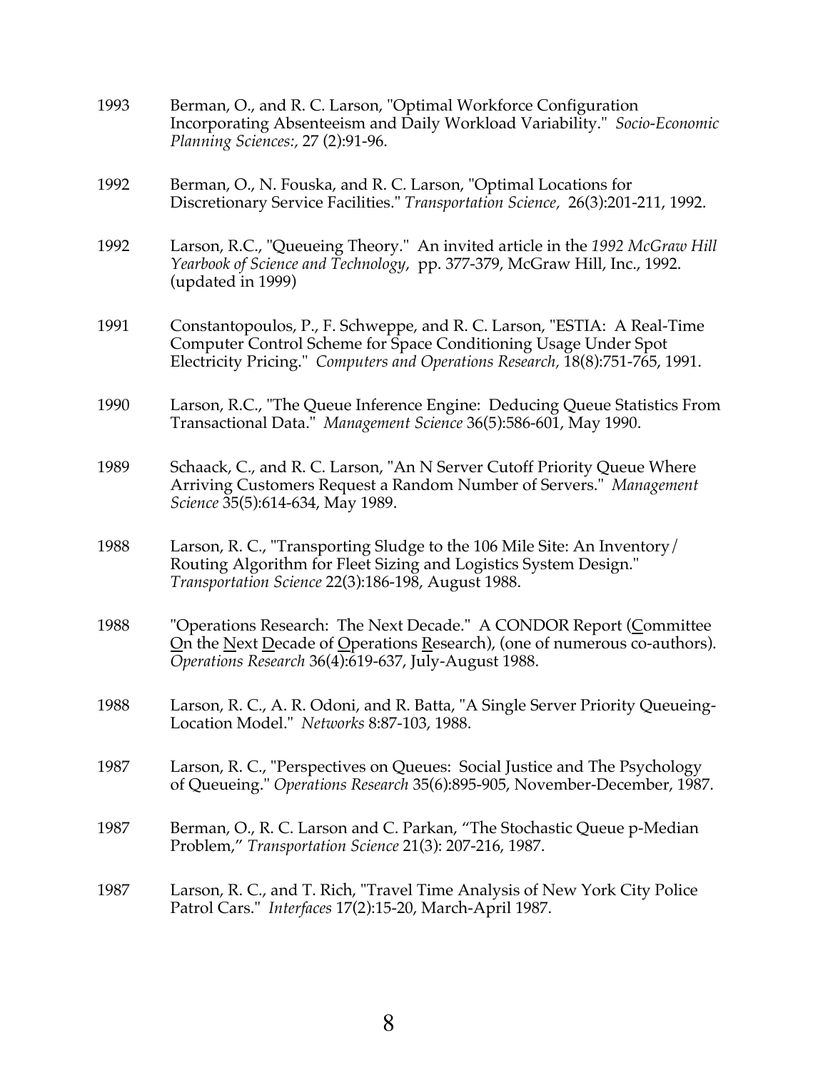1993 Berman, O., and R. C. Larson, "Optimal Workforce Configuration Incorporating Absenteeism and Daily Workload Variability." *Socio-Economic Planning Sciences:,* 27 (2):91-96.

1992 Berman, O., N. Fouska, and R. C. Larson, "Optimal Locations for Discretionary Service Facilities." *Transportation Science,* 26(3):201-211, 1992.

1992 Larson, R.C., "Queueing Theory." An invited article in the *1992 McGraw Hill Yearbook of Science and Technology*, pp. 377-379, McGraw Hill, Inc., 1992. (updated in 1999)

1991 Constantopoulos, P., F. Schweppe, and R. C. Larson, "ESTIA: A Real-Time Computer Control Scheme for Space Conditioning Usage Under Spot Electricity Pricing." *Computers and Operations Research,* 18(8):751-765, 1991.

1990 Larson, R.C., "The Queue Inference Engine: Deducing Queue Statistics From Transactional Data." *Management Science* 36(5):586-601, May 1990.

1989 Schaack, C., and R. C. Larson, "An N Server Cutoff Priority Queue Where Arriving Customers Request a Random Number of Servers." *Management Science* 35(5):614-634, May 1989.

1988 Larson, R. C., "Transporting Sludge to the 106 Mile Site: An Inventory/ Routing Algorithm for Fleet Sizing and Logistics System Design." *Transportation Science* 22(3):186-198, August 1988.

1988 "Operations Research: The Next Decade." A CONDOR Report (Committee On the Next Decade of Operations Research), (one of numerous co-authors). *Operations Research* 36(4):619-637, July-August 1988.

1988 Larson, R. C., A. R. Odoni, and R. Batta, "A Single Server Priority Queueing-Location Model." *Networks* 8:87-103, 1988.

1987 Larson, R. C., "Perspectives on Queues: Social Justice and The Psychology of Queueing." *Operations Research* 35(6):895-905, November-December, 1987.

1987 Berman, O., R. C. Larson and C. Parkan, "The Stochastic Queue p-Median Problem," *Transportation Science* 21(3): 207-216, 1987.

1987 Larson, R. C., and T. Rich, "Travel Time Analysis of New York City Police Patrol Cars." *Interfaces* 17(2):15-20, March-April 1987.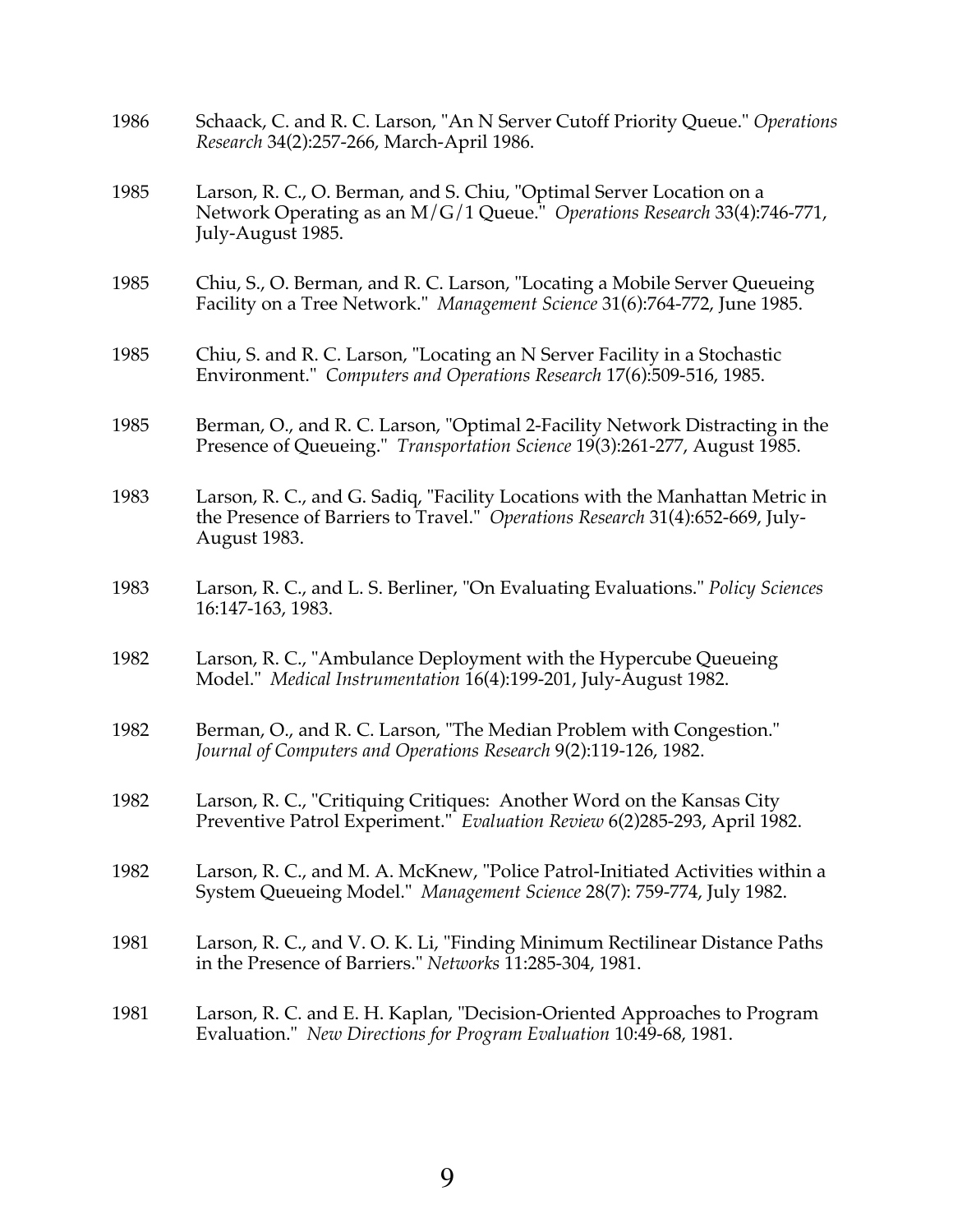1986 Schaack, C. and R. C. Larson, "An N Server Cutoff Priority Queue." *Operations Research* 34(2):257-266, March-April 1986.

1985 Larson, R. C., O. Berman, and S. Chiu, "Optimal Server Location on a Network Operating as an M/G/1 Queue." *Operations Research* 33(4):746-771, July-August 1985.

1985 Chiu, S., O. Berman, and R. C. Larson, "Locating a Mobile Server Queueing Facility on a Tree Network." *Management Science* 31(6):764-772, June 1985.

1985 Chiu, S. and R. C. Larson, "Locating an N Server Facility in a Stochastic Environment." *Computers and Operations Research* 17(6):509-516, 1985.

1985 Berman, O., and R. C. Larson, "Optimal 2-Facility Network Distracting in the Presence of Queueing." *Transportation Science* 19(3):261-277, August 1985.

1983 Larson, R. C., and G. Sadiq, "Facility Locations with the Manhattan Metric in the Presence of Barriers to Travel." *Operations Research* 31(4):652-669, July-August 1983.

1983 Larson, R. C., and L. S. Berliner, "On Evaluating Evaluations." *Policy Sciences* 16:147-163, 1983.

1982 Larson, R. C., "Ambulance Deployment with the Hypercube Queueing Model." *Medical Instrumentation* 16(4):199-201, July-August 1982.

1982 Berman, O., and R. C. Larson, "The Median Problem with Congestion." *Journal of Computers and Operations Research* 9(2):119-126, 1982.

1982 Larson, R. C., "Critiquing Critiques: Another Word on the Kansas City Preventive Patrol Experiment." *Evaluation Review* 6(2)285-293, April 1982.

1982 Larson, R. C., and M. A. McKnew, "Police Patrol-Initiated Activities within a System Queueing Model." *Management Science* 28(7): 759-774, July 1982.

1981 Larson, R. C., and V. O. K. Li, "Finding Minimum Rectilinear Distance Paths in the Presence of Barriers." *Networks* 11:285-304, 1981.

1981 Larson, R. C. and E. H. Kaplan, "Decision-Oriented Approaches to Program Evaluation." *New Directions for Program Evaluation* 10:49-68, 1981.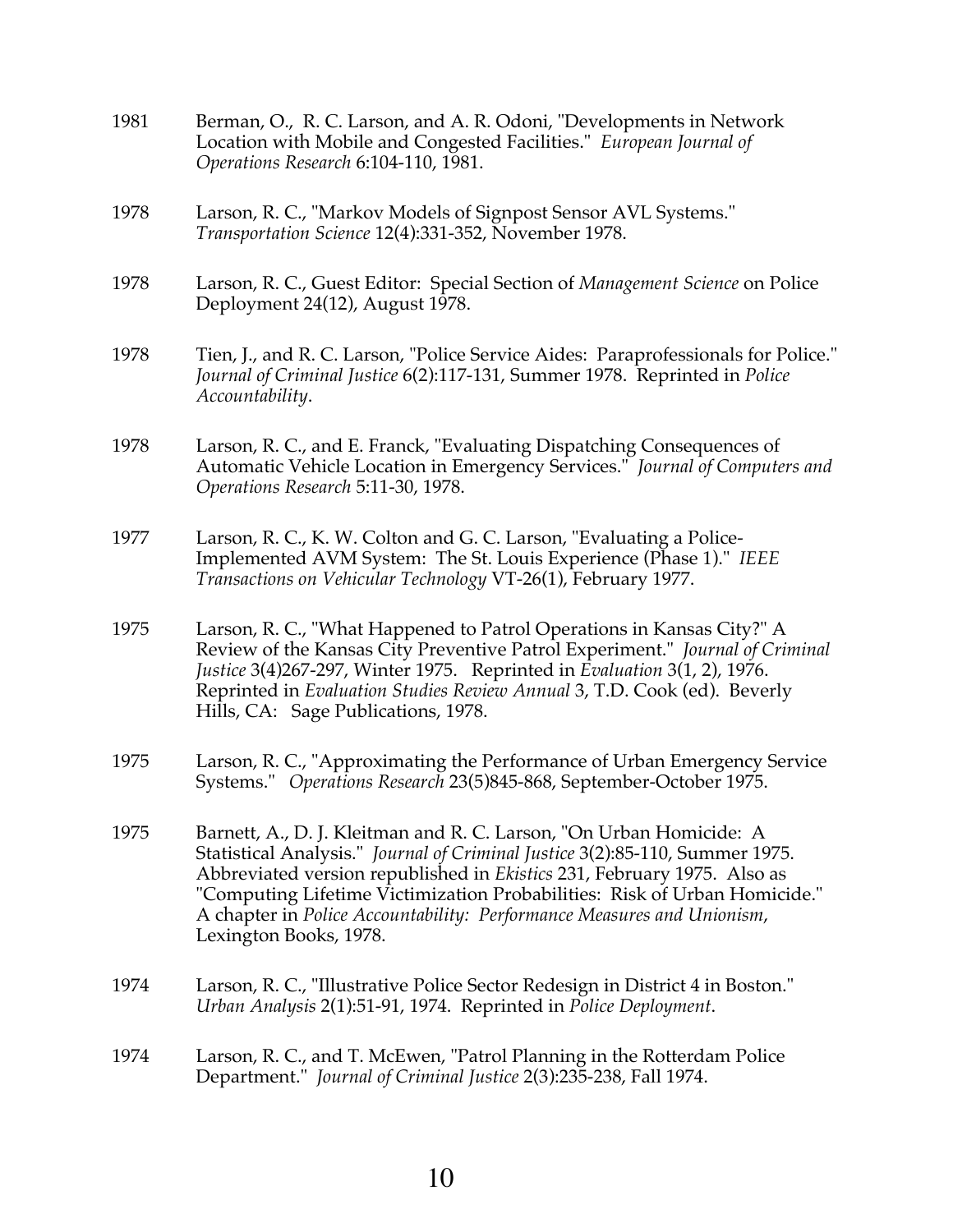1981 Berman, O., R. C. Larson, and A. R. Odoni, "Developments in Network Location with Mobile and Congested Facilities." *European Journal of Operations Research* 6:104-110, 1981.

1978 Larson, R. C., "Markov Models of Signpost Sensor AVL Systems." *Transportation Science* 12(4):331-352, November 1978.

1978 Larson, R. C., Guest Editor: Special Section of *Management Science* on Police Deployment 24(12), August 1978.

1978 Tien, J., and R. C. Larson, "Police Service Aides: Paraprofessionals for Police." *Journal of Criminal Justice* 6(2):117-131, Summer 1978. Reprinted in *Police Accountability*.

1978 Larson, R. C., and E. Franck, "Evaluating Dispatching Consequences of Automatic Vehicle Location in Emergency Services." *Journal of Computers and Operations Research* 5:11-30, 1978.

1977 Larson, R. C., K. W. Colton and G. C. Larson, "Evaluating a Police-Implemented AVM System: The St. Louis Experience (Phase 1)." *IEEE Transactions on Vehicular Technology* VT-26(1), February 1977.

1975 Larson, R. C., "What Happened to Patrol Operations in Kansas City?" A Review of the Kansas City Preventive Patrol Experiment." *Journal of Criminal Justice* 3(4)267-297, Winter 1975. Reprinted in *Evaluation* 3(1, 2), 1976. Reprinted in *Evaluation Studies Review Annual* 3, T.D. Cook (ed). Beverly Hills, CA: Sage Publications, 1978.

1975 Larson, R. C., "Approximating the Performance of Urban Emergency Service Systems." *Operations Research* 23(5)845-868, September-October 1975.

1975 Barnett, A., D. J. Kleitman and R. C. Larson, "On Urban Homicide: A Statistical Analysis." *Journal of Criminal Justice* 3(2):85-110, Summer 1975. Abbreviated version republished in *Ekistics* 231, February 1975. Also as "Computing Lifetime Victimization Probabilities: Risk of Urban Homicide." A chapter in *Police Accountability: Performance Measures and Unionism*, Lexington Books, 1978.

1974 Larson, R. C., "Illustrative Police Sector Redesign in District 4 in Boston." *Urban Analysis* 2(1):51-91, 1974. Reprinted in *Police Deployment*.

1974 Larson, R. C., and T. McEwen, "Patrol Planning in the Rotterdam Police Department." *Journal of Criminal Justice* 2(3):235-238, Fall 1974.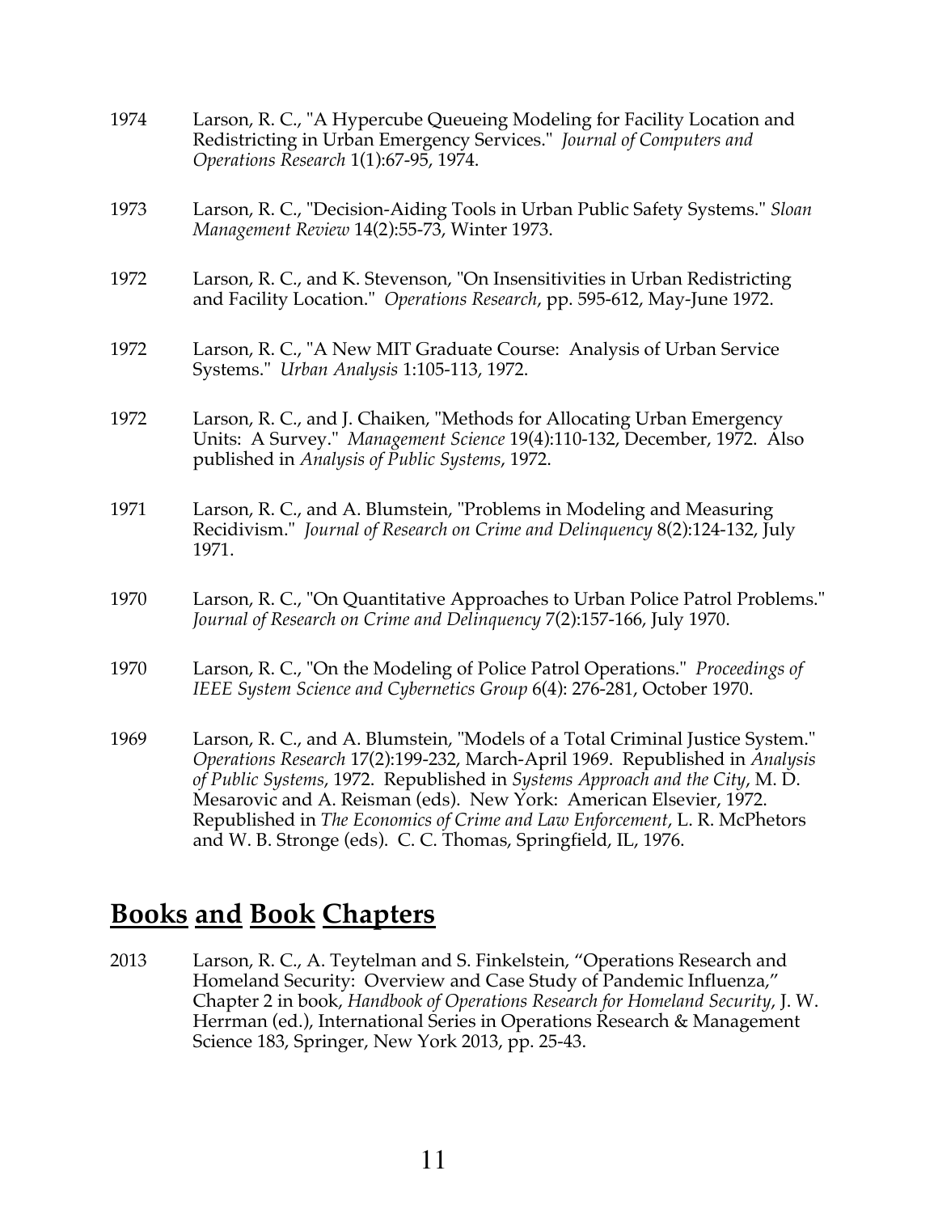1974 Larson, R. C., "A Hypercube Queueing Modeling for Facility Location and Redistricting in Urban Emergency Services." *Journal of Computers and Operations Research* 1(1):67-95, 1974.

1973 Larson, R. C., "Decision-Aiding Tools in Urban Public Safety Systems." *Sloan Management Review* 14(2):55-73, Winter 1973.

1972 Larson, R. C., and K. Stevenson, "On Insensitivities in Urban Redistricting and Facility Location." *Operations Research*, pp. 595-612, May-June 1972.

1972 Larson, R. C., "A New MIT Graduate Course: Analysis of Urban Service Systems." *Urban Analysis* 1:105-113, 1972.

1972 Larson, R. C., and J. Chaiken, "Methods for Allocating Urban Emergency Units: A Survey." *Management Science* 19(4):110-132, December, 1972. Also published in *Analysis of Public Systems*, 1972.

1971 Larson, R. C., and A. Blumstein, "Problems in Modeling and Measuring Recidivism." *Journal of Research on Crime and Delinquency* 8(2):124-132, July 1971.

1970 Larson, R. C., "On Quantitative Approaches to Urban Police Patrol Problems." *Journal of Research on Crime and Delinquency* 7(2):157-166, July 1970.

1970 Larson, R. C., "On the Modeling of Police Patrol Operations." *Proceedings of IEEE System Science and Cybernetics Group* 6(4): 276-281, October 1970.

1969 Larson, R. C., and A. Blumstein, "Models of a Total Criminal Justice System." *Operations Research* 17(2):199-232, March-April 1969. Republished in *Analysis of Public Systems*, 1972. Republished in *Systems Approach and the City*, M. D. Mesarovic and A. Reisman (eds). New York: American Elsevier, 1972. Republished in *The Economics of Crime and Law Enforcement*, L. R. McPhetors and W. B. Stronge (eds). C. C. Thomas, Springfield, IL, 1976.

## **Books and Book Chapters**

2013 Larson, R. C., A. Teytelman and S. Finkelstein, "Operations Research and Homeland Security: Overview and Case Study of Pandemic Influenza," Chapter 2 in book, *Handbook of Operations Research for Homeland Security*, J. W. Herrman (ed.), International Series in Operations Research & Management Science 183, Springer, New York 2013, pp. 25-43.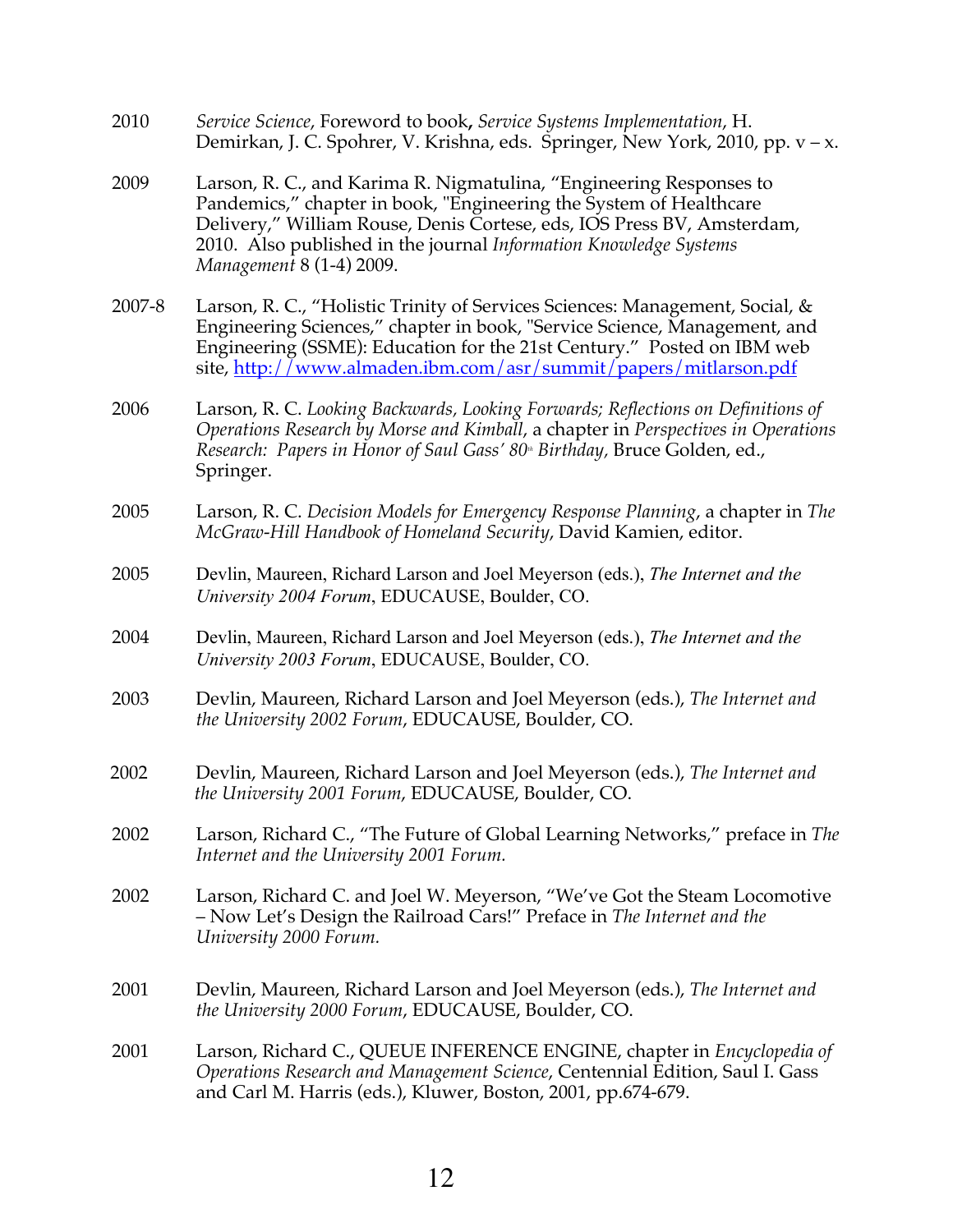2010 *Service Science*, Foreword to book**,** *Service Systems Implementation*, H. Demirkan, J. C. Spohrer, V. Krishna, eds. Springer, New York, 2010, pp. v – x.

2009 Larson, R. C., and Karima R. Nigmatulina, "Engineering Responses to Pandemics," chapter in book, "Engineering the System of Healthcare Delivery," William Rouse, Denis Cortese, eds, IOS Press BV, Amsterdam, 2010. Also published in the journal *Information Knowledge Systems Management* 8 (1-4) 2009.

2007-8 Larson, R. C., "Holistic Trinity of Services Sciences: Management, Social, & Engineering Sciences," chapter in book, "Service Science, Management, and Engineering (SSME): Education for the 21st Century." Posted on IBM web site, http://www.almaden.ibm.com/asr/summit/papers/mitlarson.pdf

2006 Larson, R. C. *Looking Backwards, Looking Forwards; Reflections on Definitions of Operations Research by Morse and Kimball*, a chapter in *Perspectives in Operations Research: Papers in Honor of Saul Gass' 80th Birthday*, Bruce Golden, ed., Springer.

2005 Larson, R. C. *Decision Models for Emergency Response Planning*, a chapter in *The McGraw-Hill Handbook of Homeland Security*, David Kamien, editor.

2005 Devlin, Maureen, Richard Larson and Joel Meyerson (eds.), *The Internet and the University 2004 Forum*, EDUCAUSE, Boulder, CO.

2004 Devlin, Maureen, Richard Larson and Joel Meyerson (eds.), *The Internet and the University 2003 Forum*, EDUCAUSE, Boulder, CO.

2003 Devlin, Maureen, Richard Larson and Joel Meyerson (eds.), *The Internet and the University 2002 Forum*, EDUCAUSE, Boulder, CO.

2002 Devlin, Maureen, Richard Larson and Joel Meyerson (eds.), *The Internet and the University 2001 Forum*, EDUCAUSE, Boulder, CO.

2002 Larson, Richard C., "The Future of Global Learning Networks," preface in *The Internet and the University 2001 Forum.*

2002 Larson, Richard C. and Joel W. Meyerson, "We've Got the Steam Locomotive – Now Let's Design the Railroad Cars!" Preface in *The Internet and the University 2000 Forum.*

2001 Devlin, Maureen, Richard Larson and Joel Meyerson (eds.), *The Internet and the University 2000 Forum*, EDUCAUSE, Boulder, CO.

2001 Larson, Richard C., QUEUE INFERENCE ENGINE, chapter in *Encyclopedia of Operations Research and Management Science*, Centennial Edition, Saul I. Gass and Carl M. Harris (eds.), Kluwer, Boston, 2001, pp.674-679.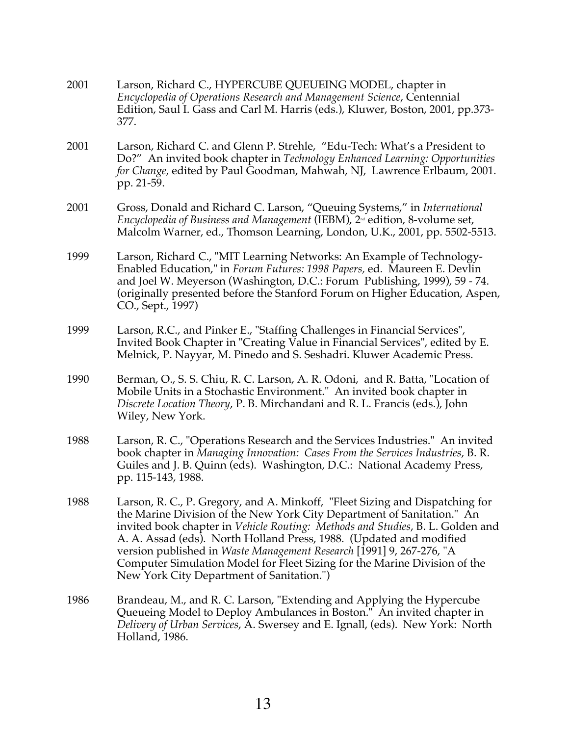2001 Larson, Richard C., HYPERCUBE QUEUEING MODEL, chapter in *Encyclopedia of Operations Research and Management Science*, Centennial Edition, Saul I. Gass and Carl M. Harris (eds.), Kluwer, Boston, 2001, pp.373-377.

2001 Larson, Richard C. and Glenn P. Strehle, "Edu-Tech: What's a President to Do?" An invited book chapter in *Technology Enhanced Learning: Opportunities for Change,* edited by Paul Goodman, Mahwah, NJ, Lawrence Erlbaum, 2001. pp. 21-59.

2001 Gross, Donald and Richard C. Larson, "Queuing Systems," in *International Encyclopedia of Business and Management* (IEBM), 2nd edition, 8-volume set, Malcolm Warner, ed., Thomson Learning, London, U.K., 2001, pp. 5502-5513.

1999 Larson, Richard C., "MIT Learning Networks: An Example of Technology-Enabled Education," in *Forum Futures: 1998 Papers,* ed. Maureen E. Devlin and Joel W. Meyerson (Washington, D.C.: Forum Publishing, 1999), 59 - 74. (originally presented before the Stanford Forum on Higher Education, Aspen, CO., Sept., 1997)

1999 Larson, R.C., and Pinker E., "Staffing Challenges in Financial Services", Invited Book Chapter in "Creating Value in Financial Services", edited by E. Melnick, P. Nayyar, M. Pinedo and S. Seshadri. Kluwer Academic Press.

1990 Berman, O., S. S. Chiu, R. C. Larson, A. R. Odoni, and R. Batta, "Location of Mobile Units in a Stochastic Environment." An invited book chapter in *Discrete Location Theory*, P. B. Mirchandani and R. L. Francis (eds.), John Wiley, New York.

1988 Larson, R. C., "Operations Research and the Services Industries." An invited book chapter in *Managing Innovation: Cases From the Services Industries*, B. R. Guiles and J. B. Quinn (eds). Washington, D.C.: National Academy Press, pp. 115-143, 1988.

1988 Larson, R. C., P. Gregory, and A. Minkoff, "Fleet Sizing and Dispatching for the Marine Division of the New York City Department of Sanitation." An invited book chapter in *Vehicle Routing: Methods and Studies*, B. L. Golden and A. A. Assad (eds). North Holland Press, 1988. (Updated and modified version published in *Waste Management Research* [1991] 9, 267-276, "A Computer Simulation Model for Fleet Sizing for the Marine Division of the New York City Department of Sanitation.")

1986 Brandeau, M., and R. C. Larson, "Extending and Applying the Hypercube Queueing Model to Deploy Ambulances in Boston." An invited chapter in *Delivery of Urban Services*, A. Swersey and E. Ignall, (eds). New York: North Holland, 1986.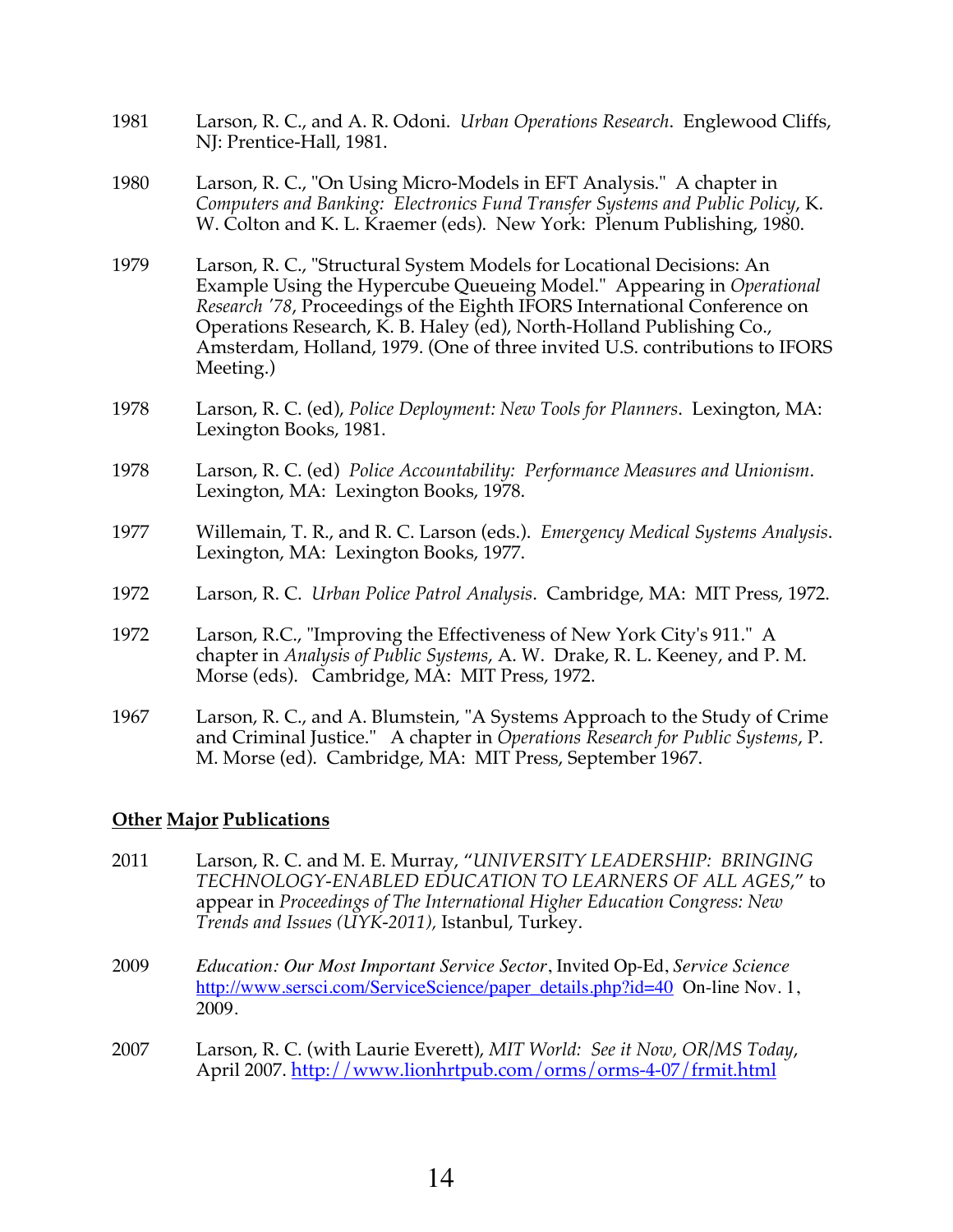1981 Larson, R. C., and A. R. Odoni. *Urban Operations Research*. Englewood Cliffs, NJ: Prentice-Hall, 1981.

1980 Larson, R. C., "On Using Micro-Models in EFT Analysis." A chapter in *Computers and Banking: Electronics Fund Transfer Systems and Public Policy*, K. W. Colton and K. L. Kraemer (eds). New York: Plenum Publishing, 1980.

1979 Larson, R. C., "Structural System Models for Locational Decisions: An Example Using the Hypercube Queueing Model." Appearing in *Operational Research '78*, Proceedings of the Eighth IFORS International Conference on Operations Research, K. B. Haley (ed), North-Holland Publishing Co., Amsterdam, Holland, 1979. (One of three invited U.S. contributions to IFORS Meeting.)

1978 Larson, R. C. (ed), *Police Deployment: New Tools for Planners*. Lexington, MA: Lexington Books, 1981.

1978 Larson, R. C. (ed) *Police Accountability: Performance Measures and Unionism*. Lexington, MA: Lexington Books, 1978.

1977 Willemain, T. R., and R. C. Larson (eds.). *Emergency Medical Systems Analysis*. Lexington, MA: Lexington Books, 1977.

1972 Larson, R. C. *Urban Police Patrol Analysis*. Cambridge, MA: MIT Press, 1972.

1972 Larson, R.C., "Improving the Effectiveness of New York City's 911." A chapter in *Analysis of Public Systems*, A. W. Drake, R. L. Keeney, and P. M. Morse (eds). Cambridge, MA: MIT Press, 1972.

1967 Larson, R. C., and A. Blumstein, "A Systems Approach to the Study of Crime and Criminal Justice." A chapter in *Operations Research for Public Systems*, P. M. Morse (ed). Cambridge, MA: MIT Press, September 1967.

**Other Major Publications**

2011 Larson, R. C. and M. E. Murray, "*UNIVERSITY LEADERSHIP: BRINGING TECHNOLOGY-ENABLED EDUCATION TO LEARNERS OF ALL AGES*," to appear in *Proceedings of The International Higher Education Congress: New Trends and Issues (UYK-2011),* Istanbul, Turkey.

2009 *Education: Our Most Important Service Sector*, Invited Op-Ed, *Service Science* http://www.sersci.com/ServiceScience/paper_details.php?id=40 On-line Nov. 1, 2009.

2007 Larson, R. C. (with Laurie Everett), *MIT World: See it Now, OR/MS Today*, April 2007. http://www.lionhrtpub.com/orms/orms-4-07/frmit.html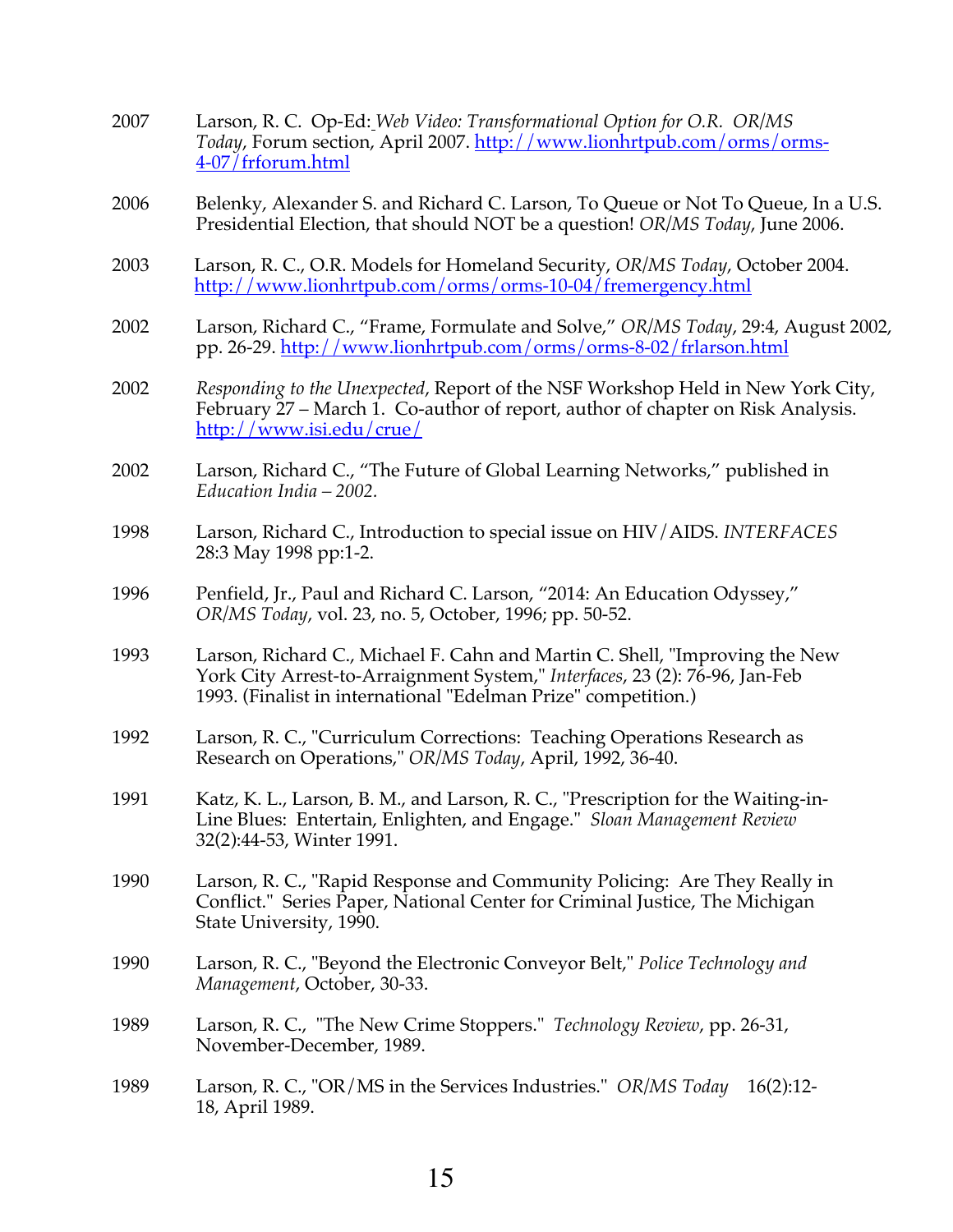2007 Larson, R. C. Op-Ed: *Web Video: Transformational Option for O.R. OR/MS Today*, Forum section, April 2007. http://www.lionhrtpub.com/orms/orms-4-07/frforum.html

2006 Belenky, Alexander S. and Richard C. Larson, To Queue or Not To Queue, In a U.S. Presidential Election, that should NOT be a question! *OR/MS Today*, June 2006.

2003 Larson, R. C., O.R. Models for Homeland Security, *OR/MS Today*, October 2004. http://www.lionhrtpub.com/orms/orms-10-04/fremergency.html

2002 Larson, Richard C., "Frame, Formulate and Solve," *OR/MS Today*, 29:4, August 2002, pp. 26-29. http://www.lionhrtpub.com/orms/orms-8-02/frlarson.html

2002 *Responding to the Unexpected*, Report of the NSF Workshop Held in New York City, February 27 – March 1. Co-author of report, author of chapter on Risk Analysis. http://www.isi.edu/crue/

2002 Larson, Richard C., "The Future of Global Learning Networks," published in *Education India – 2002.*

1998 Larson, Richard C., Introduction to special issue on HIV/AIDS. *INTERFACES* 28:3 May 1998 pp:1-2.

1996 Penfield, Jr., Paul and Richard C. Larson, "2014: An Education Odyssey," *OR/MS Today*, vol. 23, no. 5, October, 1996; pp. 50-52.

1993 Larson, Richard C., Michael F. Cahn and Martin C. Shell, "Improving the New York City Arrest-to-Arraignment System," *Interfaces*, 23 (2): 76-96, Jan-Feb 1993. (Finalist in international "Edelman Prize" competition.)

1992 Larson, R. C., "Curriculum Corrections: Teaching Operations Research as Research on Operations," *OR/MS Today*, April, 1992, 36-40.

1991 Katz, K. L., Larson, B. M., and Larson, R. C., "Prescription for the Waiting-in-Line Blues: Entertain, Enlighten, and Engage." *Sloan Management Review* 32(2):44-53, Winter 1991.

1990 Larson, R. C., "Rapid Response and Community Policing: Are They Really in Conflict." Series Paper, National Center for Criminal Justice, The Michigan State University, 1990.

1990 Larson, R. C., "Beyond the Electronic Conveyor Belt," *Police Technology and Management*, October, 30-33.

1989 Larson, R. C., "The New Crime Stoppers." *Technology Review*, pp. 26-31, November-December, 1989.

1989 Larson, R. C., "OR/MS in the Services Industries." *OR/MS Today* 16(2):12-18, April 1989.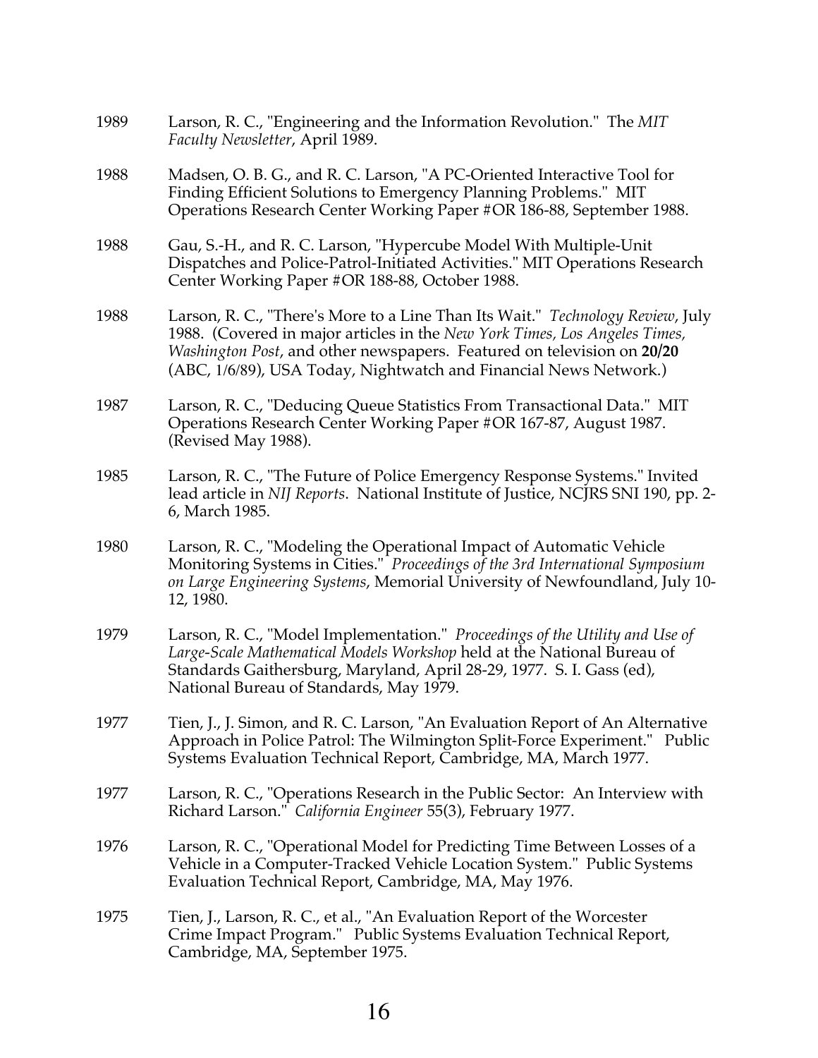1989 Larson, R. C., "Engineering and the Information Revolution." The *MIT Faculty Newsletter*, April 1989.

1988 Madsen, O. B. G., and R. C. Larson, "A PC-Oriented Interactive Tool for Finding Efficient Solutions to Emergency Planning Problems." MIT Operations Research Center Working Paper #OR 186-88, September 1988.

1988 Gau, S.-H., and R. C. Larson, "Hypercube Model With Multiple-Unit Dispatches and Police-Patrol-Initiated Activities." MIT Operations Research Center Working Paper #OR 188-88, October 1988.

1988 Larson, R. C., "There's More to a Line Than Its Wait." *Technology Review*, July 1988. (Covered in major articles in the *New York Times*, *Los Angeles Times*, *Washington Post*, and other newspapers. Featured on television on **20/20** (ABC, 1/6/89), USA Today, Nightwatch and Financial News Network.)

1987 Larson, R. C., "Deducing Queue Statistics From Transactional Data." MIT Operations Research Center Working Paper #OR 167-87, August 1987. (Revised May 1988).

1985 Larson, R. C., "The Future of Police Emergency Response Systems." Invited lead article in *NIJ Reports*. National Institute of Justice, NCJRS SNI 190, pp. 2-6, March 1985.

1980 Larson, R. C., "Modeling the Operational Impact of Automatic Vehicle Monitoring Systems in Cities." *Proceedings of the 3rd International Symposium on Large Engineering Systems*, Memorial University of Newfoundland, July 10-12, 1980.

1979 Larson, R. C., "Model Implementation." *Proceedings of the Utility and Use of Large-Scale Mathematical Models Workshop* held at the National Bureau of Standards Gaithersburg, Maryland, April 28-29, 1977. S. I. Gass (ed), National Bureau of Standards, May 1979.

1977 Tien, J., J. Simon, and R. C. Larson, "An Evaluation Report of An Alternative Approach in Police Patrol: The Wilmington Split-Force Experiment." Public Systems Evaluation Technical Report, Cambridge, MA, March 1977.

1977 Larson, R. C., "Operations Research in the Public Sector: An Interview with Richard Larson." *California Engineer* 55(3), February 1977.

1976 Larson, R. C., "Operational Model for Predicting Time Between Losses of a Vehicle in a Computer-Tracked Vehicle Location System." Public Systems Evaluation Technical Report, Cambridge, MA, May 1976.

1975 Tien, J., Larson, R. C., et al., "An Evaluation Report of the Worcester Crime Impact Program." Public Systems Evaluation Technical Report, Cambridge, MA, September 1975.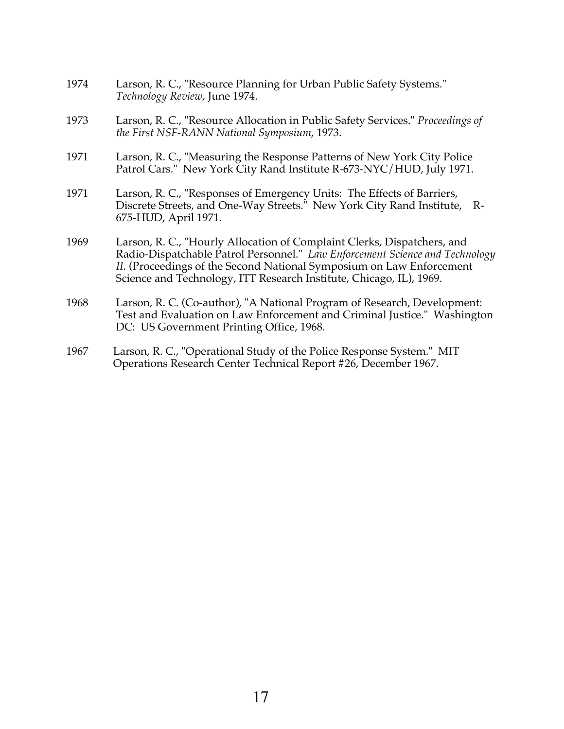1974 Larson, R. C., "Resource Planning for Urban Public Safety Systems." *Technology Review*, June 1974.

1973 Larson, R. C., "Resource Allocation in Public Safety Services." *Proceedings of the First NSF-RANN National Symposium*, 1973.

1971 Larson, R. C., "Measuring the Response Patterns of New York City Police Patrol Cars." New York City Rand Institute R-673-NYC/HUD, July 1971.

1971 Larson, R. C., "Responses of Emergency Units: The Effects of Barriers, Discrete Streets, and One-Way Streets." New York City Rand Institute, R-675-HUD, April 1971.

1969 Larson, R. C., "Hourly Allocation of Complaint Clerks, Dispatchers, and Radio-Dispatchable Patrol Personnel." *Law Enforcement Science and Technology II.* (Proceedings of the Second National Symposium on Law Enforcement Science and Technology, ITT Research Institute, Chicago, IL), 1969.

1968 Larson, R. C. (Co-author), "A National Program of Research, Development: Test and Evaluation on Law Enforcement and Criminal Justice." Washington DC: US Government Printing Office, 1968.

1967 Larson, R. C., "Operational Study of the Police Response System." MIT Operations Research Center Technical Report #26, December 1967.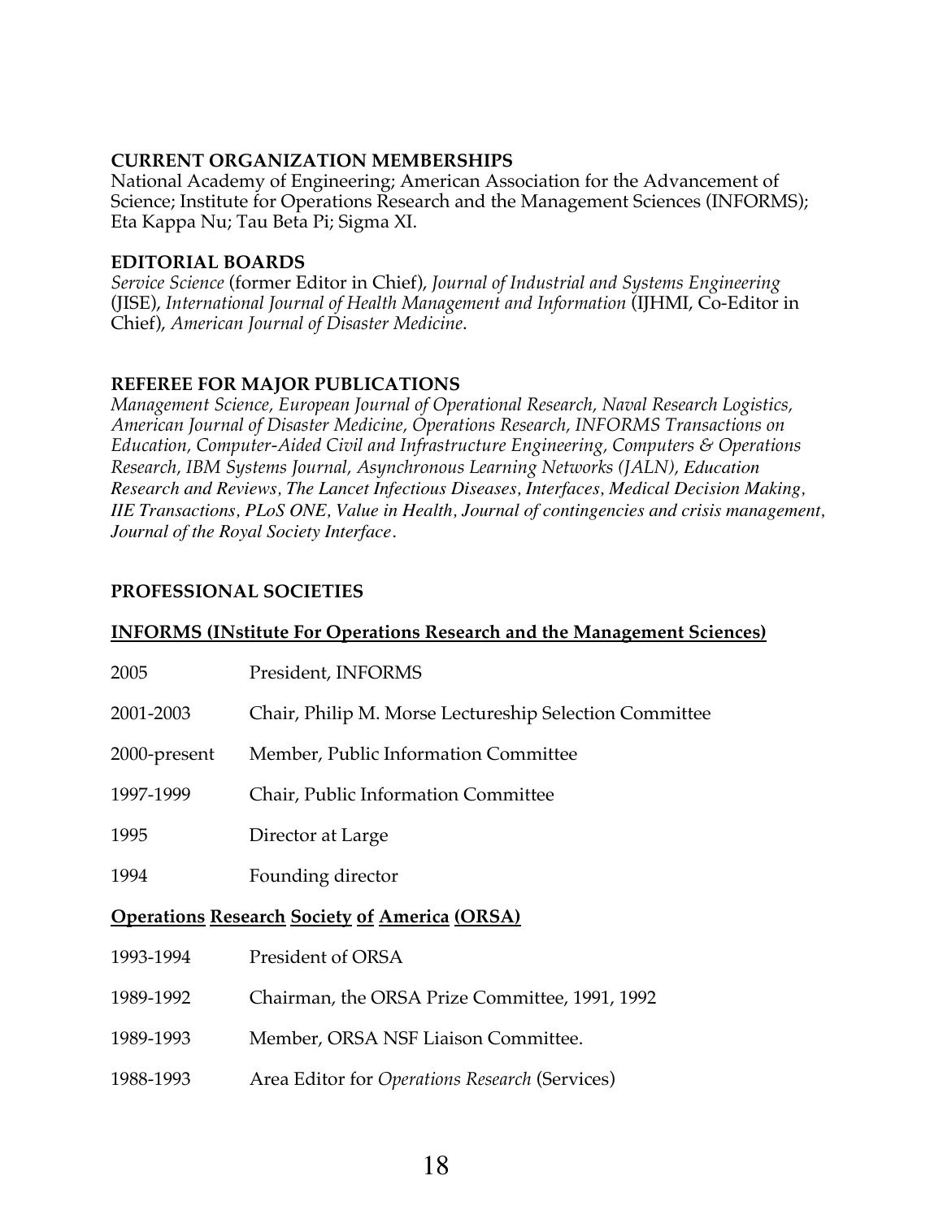## CURRENT ORGANIZATION MEMBERSHIPS

National Academy of Engineering; American Association for the Advancement of Science; Institute for Operations Research and the Management Sciences (INFORMS); Eta Kappa Nu; Tau Beta Pi; Sigma XI.

## EDITORIAL BOARDS

*Service Science* (former Editor in Chief), *Journal of Industrial and Systems Engineering* (JISE), *International Journal of Health Management and Information* (IJHMI, Co-Editor in Chief), *American Journal of Disaster Medicine*.

## REFEREE FOR MAJOR PUBLICATIONS

*Management Science, European Journal of Operational Research, Naval Research Logistics, American Journal of Disaster Medicine, Operations Research, INFORMS Transactions on Education, Computer-Aided Civil and Infrastructure Engineering, Computers & Operations Research, IBM Systems Journal, Asynchronous Learning Networks (JALN), Education Research and Reviews*, *The Lancet Infectious Diseases*, *Interfaces*, *Medical Decision Making*, *IIE Transactions*, *PLoS ONE*, *Value in Health*, *Journal of contingencies and crisis management*, *Journal of the Royal Society Interface*.

## PROFESSIONAL SOCIETIES

### INFORMS (INstitute For Operations Research and the Management Sciences)

| | |
|---|---|
| 2005 | President, INFORMS |
| 2001-2003 | Chair, Philip M. Morse Lectureship Selection Committee |
| 2000-present | Member, Public Information Committee |
| 1997-1999 | Chair, Public Information Committee |
| 1995 | Director at Large |
| 1994 | Founding director |

### Operations Research Society of America (ORSA)

| | |
|---|---|
| 1993-1994 | President of ORSA |
| 1989-1992 | Chairman, the ORSA Prize Committee, 1991, 1992 |
| 1989-1993 | Member, ORSA NSF Liaison Committee. |
| 1988-1993 | Area Editor for *Operations Research* (Services) |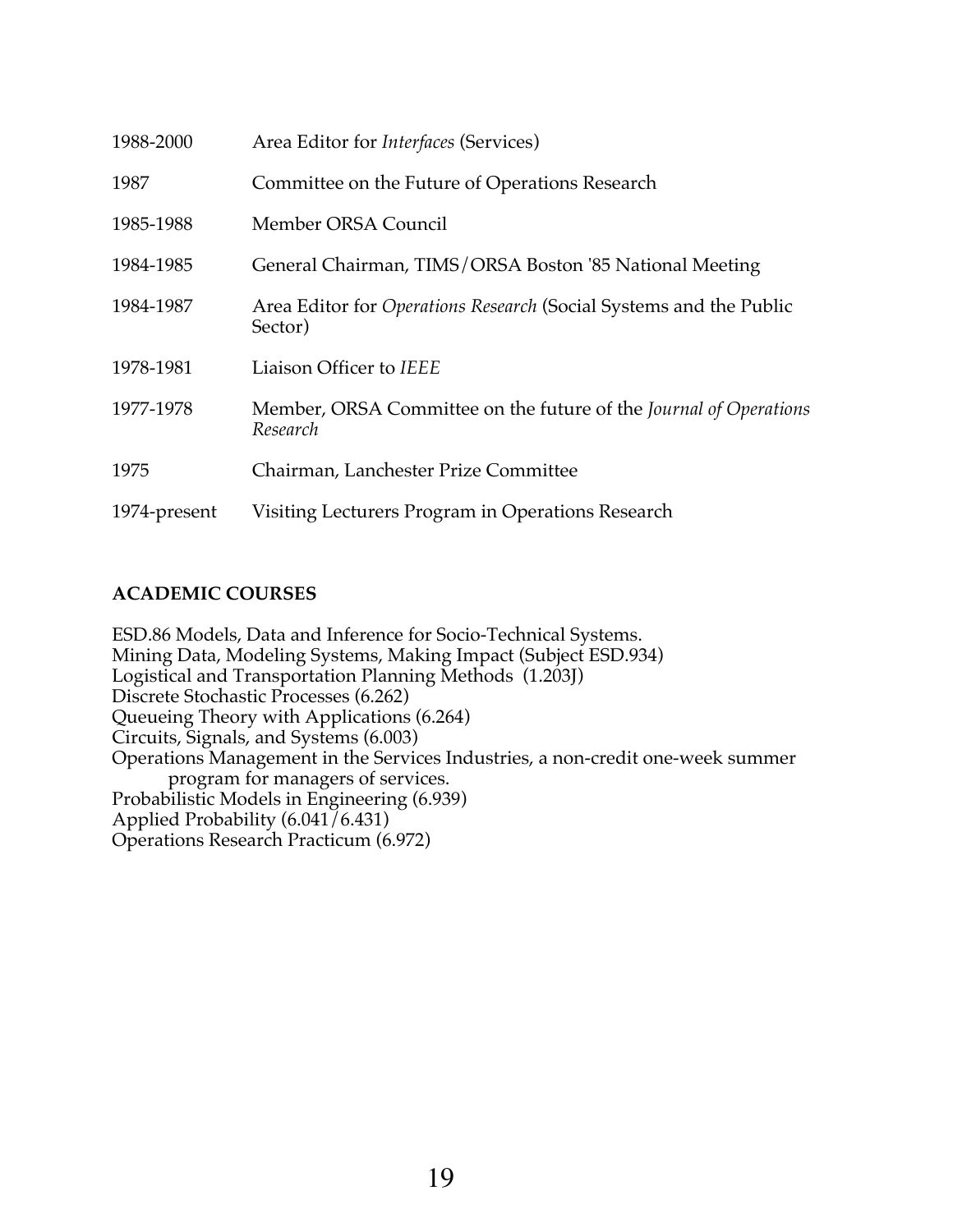| | |
|---|---|
| 1988-2000 | Area Editor for *Interfaces* (Services) |
| 1987 | Committee on the Future of Operations Research |
| 1985-1988 | Member ORSA Council |
| 1984-1985 | General Chairman, TIMS/ORSA Boston '85 National Meeting |
| 1984-1987 | Area Editor for *Operations Research* (Social Systems and the Public Sector) |
| 1978-1981 | Liaison Officer to *IEEE* |
| 1977-1978 | Member, ORSA Committee on the future of the *Journal of Operations Research* |
| 1975 | Chairman, Lanchester Prize Committee |
| 1974-present | Visiting Lecturers Program in Operations Research |

**ACADEMIC COURSES**

ESD.86 Models, Data and Inference for Socio-Technical Systems.
Mining Data, Modeling Systems, Making Impact (Subject ESD.934)
Logistical and Transportation Planning Methods (1.203J)
Discrete Stochastic Processes (6.262)
Queueing Theory with Applications (6.264)
Circuits, Signals, and Systems (6.003)
Operations Management in the Services Industries, a non-credit one-week summer program for managers of services.
Probabilistic Models in Engineering (6.939)
Applied Probability (6.041/6.431)
Operations Research Practicum (6.972)